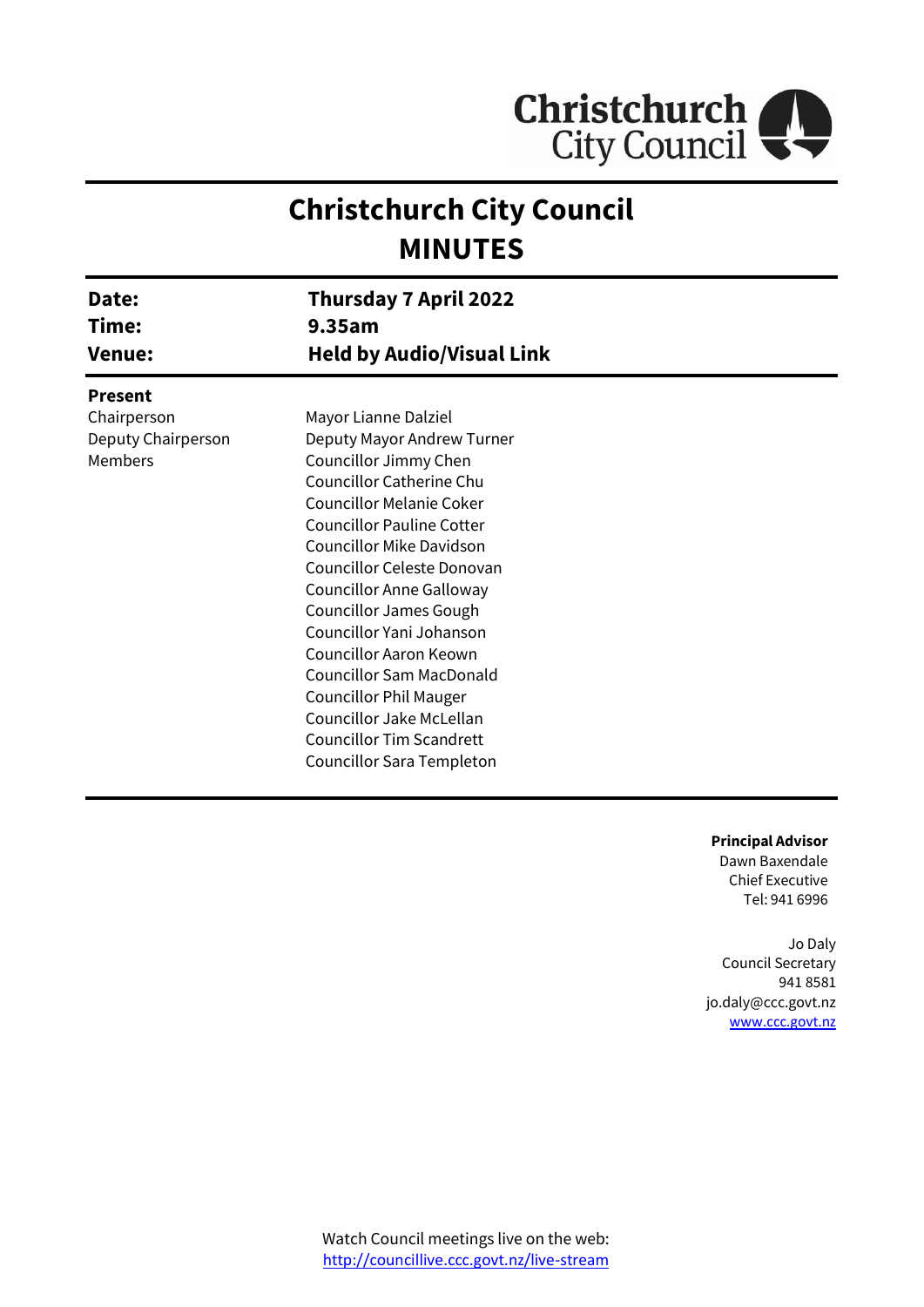Christchurch City Council

# Christchurch City Council
# MINUTES

| | |
|---|---|
| **Date:** | **Thursday 7 April 2022** |
| **Time:** | **9.35am** |
| **Venue:** | **Held by Audio/Visual Link** |

**Present**

| | |
|---|---|
| Chairperson | Mayor Lianne Dalziel |
| Deputy Chairperson | Deputy Mayor Andrew Turner |
| Members | Councillor Jimmy Chen |
| | Councillor Catherine Chu |
| | Councillor Melanie Coker |
| | Councillor Pauline Cotter |
| | Councillor Mike Davidson |
| | Councillor Celeste Donovan |
| | Councillor Anne Galloway |
| | Councillor James Gough |
| | Councillor Yani Johanson |
| | Councillor Aaron Keown |
| | Councillor Sam MacDonald |
| | Councillor Phil Mauger |
| | Councillor Jake McLellan |
| | Councillor Tim Scandrett |
| | Councillor Sara Templeton |

**Principal Advisor**
Dawn Baxendale
Chief Executive
Tel: 941 6996

Jo Daly
Council Secretary
941 8581
jo.daly@ccc.govt.nz
www.ccc.govt.nz

Watch Council meetings live on the web:
http://councillive.ccc.govt.nz/live-stream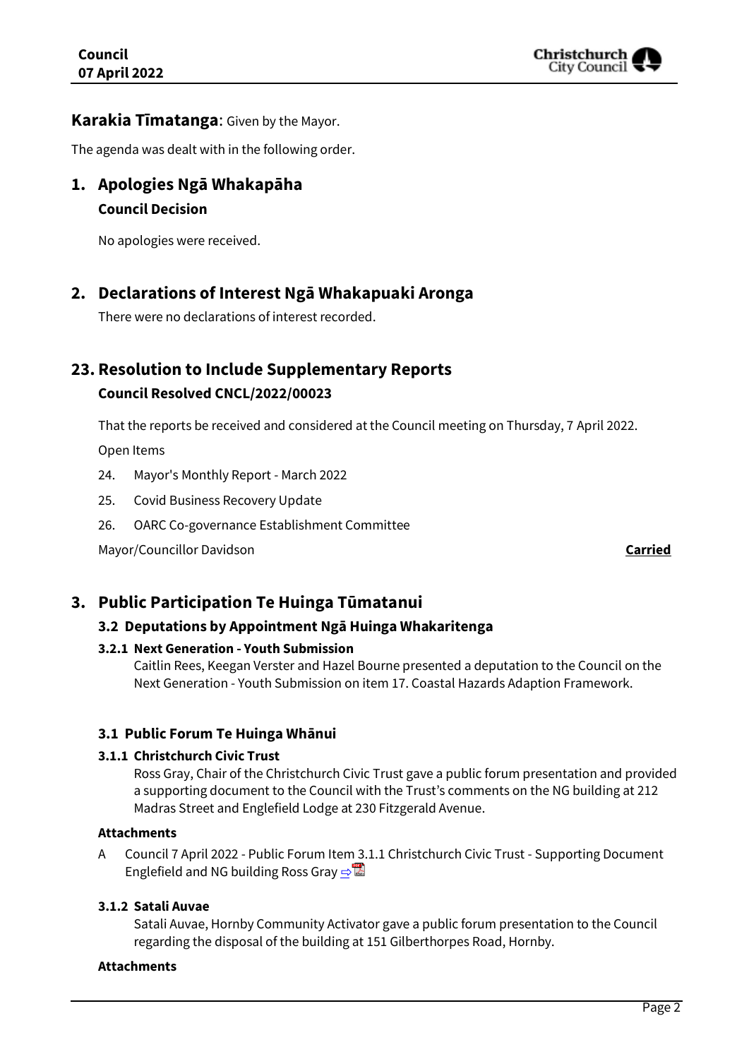**Karakia Tīmatanga**: Given by the Mayor.

The agenda was dealt with in the following order.

## 1. Apologies Ngā Whakapāha

**Council Decision**

No apologies were received.

## 2. Declarations of Interest Ngā Whakapuaki Aronga

There were no declarations of interest recorded.

## 23. Resolution to Include Supplementary Reports

**Council Resolved CNCL/2022/00023**

That the reports be received and considered at the Council meeting on Thursday, 7 April 2022.

Open Items

24. Mayor's Monthly Report - March 2022
25. Covid Business Recovery Update
26. OARC Co-governance Establishment Committee

Mayor/Councillor Davidson **Carried**

## 3. Public Participation Te Huinga Tūmatanui

### 3.2 Deputations by Appointment Ngā Huinga Whakaritenga

#### 3.2.1 Next Generation - Youth Submission

Caitlin Rees, Keegan Verster and Hazel Bourne presented a deputation to the Council on the Next Generation - Youth Submission on item 17. Coastal Hazards Adaption Framework.

### 3.1 Public Forum Te Huinga Whānui

#### 3.1.1 Christchurch Civic Trust

Ross Gray, Chair of the Christchurch Civic Trust gave a public forum presentation and provided a supporting document to the Council with the Trust's comments on the NG building at 212 Madras Street and Englefield Lodge at 230 Fitzgerald Avenue.

**Attachments**

A Council 7 April 2022 - Public Forum Item 3.1.1 Christchurch Civic Trust - Supporting Document Englefield and NG building Ross Gray ⇨

#### 3.1.2 Satali Auvae

Satali Auvae, Hornby Community Activator gave a public forum presentation to the Council regarding the disposal of the building at 151 Gilberthorpes Road, Hornby.

**Attachments**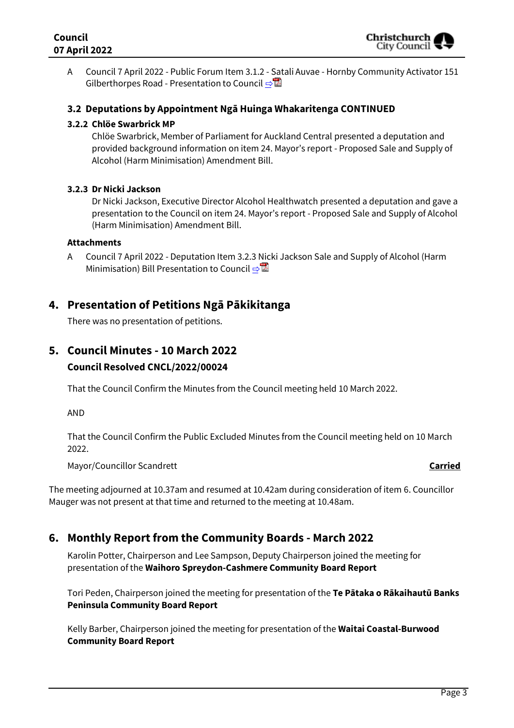A Council 7 April 2022 - Public Forum Item 3.1.2 - Satali Auvae - Hornby Community Activator 151 Gilberthorpes Road - Presentation to Council ⇨

### 3.2 Deputations by Appointment Ngā Huinga Whakaritenga CONTINUED

#### 3.2.2 Chlöe Swarbrick MP

Chlöe Swarbrick, Member of Parliament for Auckland Central presented a deputation and provided background information on item 24. Mayor's report - Proposed Sale and Supply of Alcohol (Harm Minimisation) Amendment Bill.

#### 3.2.3 Dr Nicki Jackson

Dr Nicki Jackson, Executive Director Alcohol Healthwatch presented a deputation and gave a presentation to the Council on item 24. Mayor's report - Proposed Sale and Supply of Alcohol (Harm Minimisation) Amendment Bill.

**Attachments**

A Council 7 April 2022 - Deputation Item 3.2.3 Nicki Jackson Sale and Supply of Alcohol (Harm Minimisation) Bill Presentation to Council ⇨

## 4. Presentation of Petitions Ngā Pākikitanga

There was no presentation of petitions.

## 5. Council Minutes - 10 March 2022

### Council Resolved CNCL/2022/00024

That the Council Confirm the Minutes from the Council meeting held 10 March 2022.

AND

That the Council Confirm the Public Excluded Minutes from the Council meeting held on 10 March 2022.

Mayor/Councillor Scandrett **Carried**

The meeting adjourned at 10.37am and resumed at 10.42am during consideration of item 6. Councillor Mauger was not present at that time and returned to the meeting at 10.48am.

## 6. Monthly Report from the Community Boards - March 2022

Karolin Potter, Chairperson and Lee Sampson, Deputy Chairperson joined the meeting for presentation of the **Waihoro Spreydon-Cashmere Community Board Report**

Tori Peden, Chairperson joined the meeting for presentation of the **Te Pātaka o Rākaihautū Banks Peninsula Community Board Report**

Kelly Barber, Chairperson joined the meeting for presentation of the **Waitai Coastal-Burwood Community Board Report**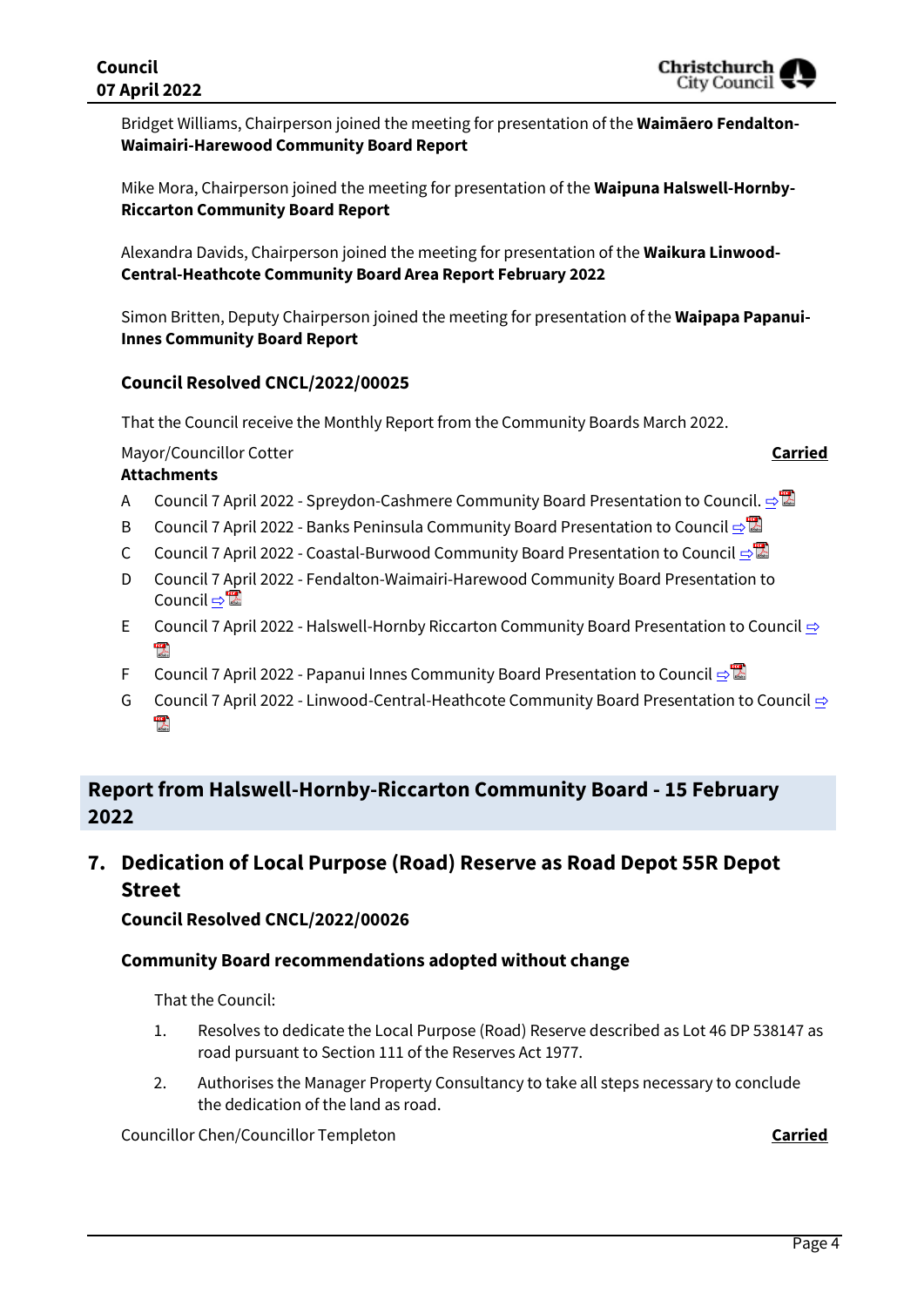Bridget Williams, Chairperson joined the meeting for presentation of the **Waimāero Fendalton-Waimairi-Harewood Community Board Report**

Mike Mora, Chairperson joined the meeting for presentation of the **Waipuna Halswell-Hornby-Riccarton Community Board Report**

Alexandra Davids, Chairperson joined the meeting for presentation of the **Waikura Linwood-Central-Heathcote Community Board Area Report February 2022**

Simon Britten, Deputy Chairperson joined the meeting for presentation of the **Waipapa Papanui-Innes Community Board Report**

### Council Resolved CNCL/2022/00025

That the Council receive the Monthly Report from the Community Boards March 2022.

Mayor/Councillor Cotter **Carried**

**Attachments**

- A Council 7 April 2022 - Spreydon-Cashmere Community Board Presentation to Council.
- B Council 7 April 2022 - Banks Peninsula Community Board Presentation to Council
- C Council 7 April 2022 - Coastal-Burwood Community Board Presentation to Council
- D Council 7 April 2022 - Fendalton-Waimairi-Harewood Community Board Presentation to Council
- E Council 7 April 2022 - Halswell-Hornby Riccarton Community Board Presentation to Council
- F Council 7 April 2022 - Papanui Innes Community Board Presentation to Council
- G Council 7 April 2022 - Linwood-Central-Heathcote Community Board Presentation to Council

## Report from Halswell-Hornby-Riccarton Community Board - 15 February 2022

## 7. Dedication of Local Purpose (Road) Reserve as Road Depot 55R Depot Street

### Council Resolved CNCL/2022/00026

### Community Board recommendations adopted without change

That the Council:

1. Resolves to dedicate the Local Purpose (Road) Reserve described as Lot 46 DP 538147 as road pursuant to Section 111 of the Reserves Act 1977.
2. Authorises the Manager Property Consultancy to take all steps necessary to conclude the dedication of the land as road.

Councillor Chen/Councillor Templeton **Carried**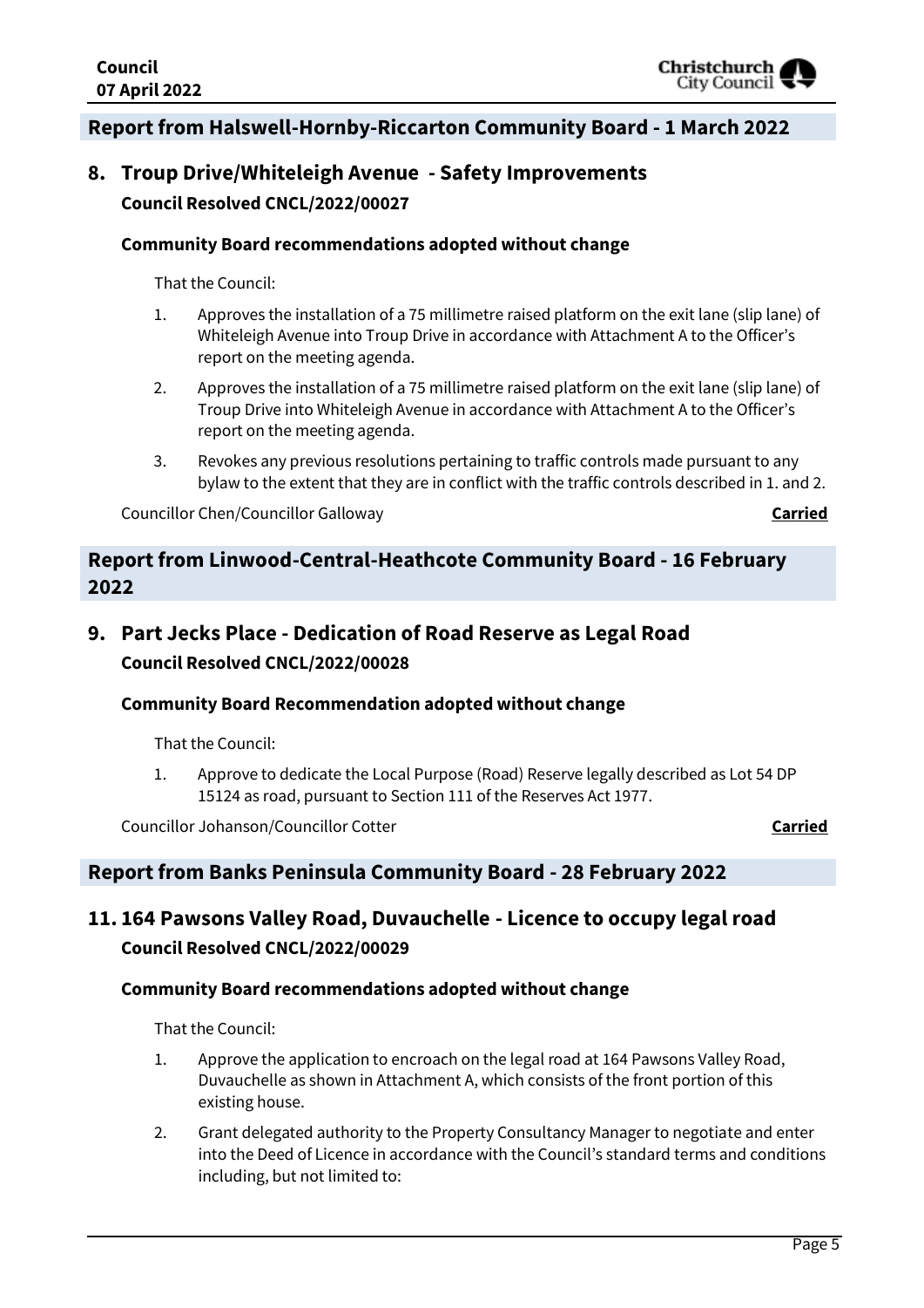## Report from Halswell-Hornby-Riccarton Community Board - 1 March 2022

## 8. Troup Drive/Whiteleigh Avenue - Safety Improvements

**Council Resolved CNCL/2022/00027**

**Community Board recommendations adopted without change**

That the Council:

1. Approves the installation of a 75 millimetre raised platform on the exit lane (slip lane) of Whiteleigh Avenue into Troup Drive in accordance with Attachment A to the Officer's report on the meeting agenda.
2. Approves the installation of a 75 millimetre raised platform on the exit lane (slip lane) of Troup Drive into Whiteleigh Avenue in accordance with Attachment A to the Officer's report on the meeting agenda.
3. Revokes any previous resolutions pertaining to traffic controls made pursuant to any bylaw to the extent that they are in conflict with the traffic controls described in 1. and 2.

Councillor Chen/Councillor Galloway **Carried**

## Report from Linwood-Central-Heathcote Community Board - 16 February 2022

## 9. Part Jecks Place - Dedication of Road Reserve as Legal Road

**Council Resolved CNCL/2022/00028**

**Community Board Recommendation adopted without change**

That the Council:

1. Approve to dedicate the Local Purpose (Road) Reserve legally described as Lot 54 DP 15124 as road, pursuant to Section 111 of the Reserves Act 1977.

Councillor Johanson/Councillor Cotter **Carried**

## Report from Banks Peninsula Community Board - 28 February 2022

## 11. 164 Pawsons Valley Road, Duvauchelle - Licence to occupy legal road

**Council Resolved CNCL/2022/00029**

**Community Board recommendations adopted without change**

That the Council:

1. Approve the application to encroach on the legal road at 164 Pawsons Valley Road, Duvauchelle as shown in Attachment A, which consists of the front portion of this existing house.
2. Grant delegated authority to the Property Consultancy Manager to negotiate and enter into the Deed of Licence in accordance with the Council's standard terms and conditions including, but not limited to: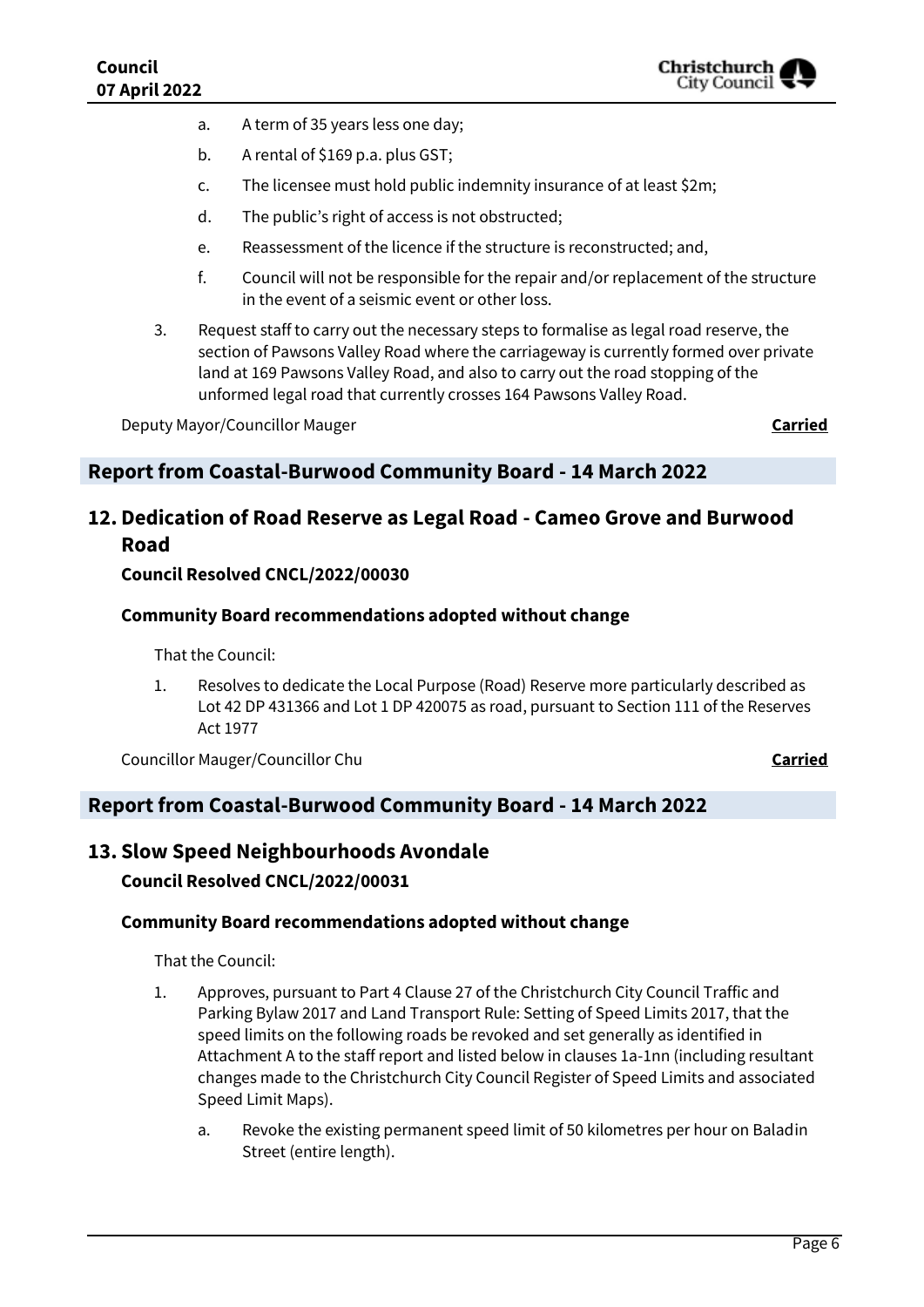a. A term of 35 years less one day;

b. A rental of $169 p.a. plus GST;

c. The licensee must hold public indemnity insurance of at least $2m;

d. The public's right of access is not obstructed;

e. Reassessment of the licence if the structure is reconstructed; and,

f. Council will not be responsible for the repair and/or replacement of the structure in the event of a seismic event or other loss.

3. Request staff to carry out the necessary steps to formalise as legal road reserve, the section of Pawsons Valley Road where the carriageway is currently formed over private land at 169 Pawsons Valley Road, and also to carry out the road stopping of the unformed legal road that currently crosses 164 Pawsons Valley Road.

Deputy Mayor/Councillor Mauger **Carried**

## Report from Coastal-Burwood Community Board - 14 March 2022

## 12. Dedication of Road Reserve as Legal Road - Cameo Grove and Burwood Road

**Council Resolved CNCL/2022/00030**

**Community Board recommendations adopted without change**

That the Council:

1. Resolves to dedicate the Local Purpose (Road) Reserve more particularly described as Lot 42 DP 431366 and Lot 1 DP 420075 as road, pursuant to Section 111 of the Reserves Act 1977

Councillor Mauger/Councillor Chu **Carried**

## Report from Coastal-Burwood Community Board - 14 March 2022

## 13. Slow Speed Neighbourhoods Avondale

**Council Resolved CNCL/2022/00031**

**Community Board recommendations adopted without change**

That the Council:

1. Approves, pursuant to Part 4 Clause 27 of the Christchurch City Council Traffic and Parking Bylaw 2017 and Land Transport Rule: Setting of Speed Limits 2017, that the speed limits on the following roads be revoked and set generally as identified in Attachment A to the staff report and listed below in clauses 1a-1nn (including resultant changes made to the Christchurch City Council Register of Speed Limits and associated Speed Limit Maps).

   a. Revoke the existing permanent speed limit of 50 kilometres per hour on Baladin Street (entire length).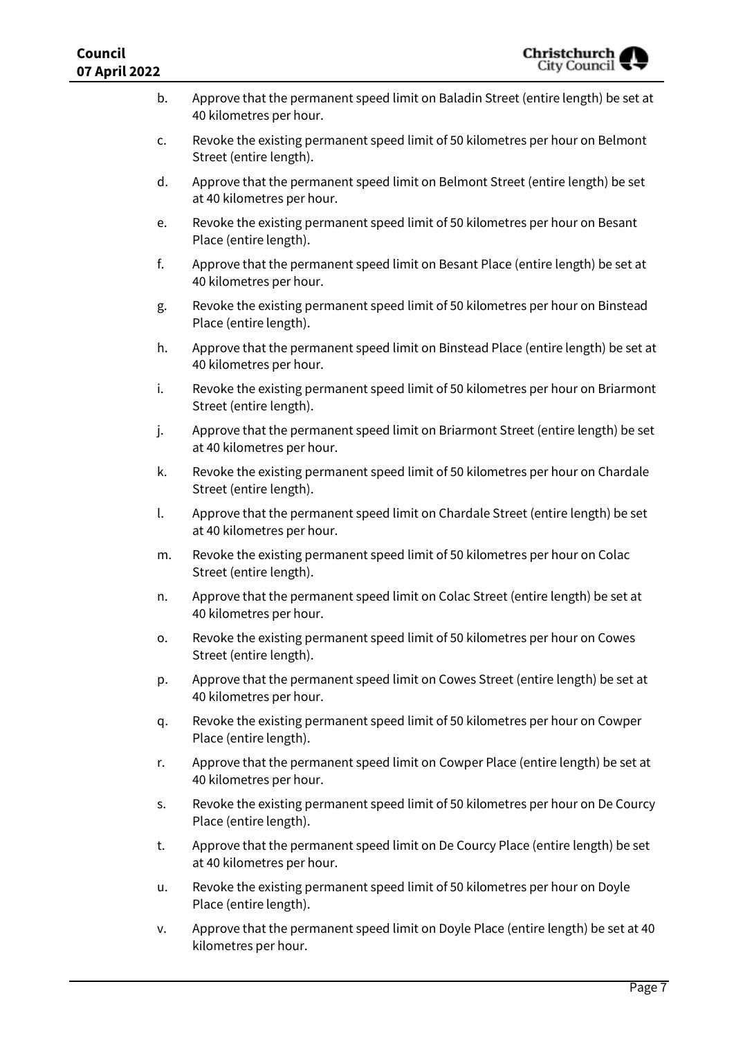b. Approve that the permanent speed limit on Baladin Street (entire length) be set at 40 kilometres per hour.

c. Revoke the existing permanent speed limit of 50 kilometres per hour on Belmont Street (entire length).

d. Approve that the permanent speed limit on Belmont Street (entire length) be set at 40 kilometres per hour.

e. Revoke the existing permanent speed limit of 50 kilometres per hour on Besant Place (entire length).

f. Approve that the permanent speed limit on Besant Place (entire length) be set at 40 kilometres per hour.

g. Revoke the existing permanent speed limit of 50 kilometres per hour on Binstead Place (entire length).

h. Approve that the permanent speed limit on Binstead Place (entire length) be set at 40 kilometres per hour.

i. Revoke the existing permanent speed limit of 50 kilometres per hour on Briarmont Street (entire length).

j. Approve that the permanent speed limit on Briarmont Street (entire length) be set at 40 kilometres per hour.

k. Revoke the existing permanent speed limit of 50 kilometres per hour on Chardale Street (entire length).

l. Approve that the permanent speed limit on Chardale Street (entire length) be set at 40 kilometres per hour.

m. Revoke the existing permanent speed limit of 50 kilometres per hour on Colac Street (entire length).

n. Approve that the permanent speed limit on Colac Street (entire length) be set at 40 kilometres per hour.

o. Revoke the existing permanent speed limit of 50 kilometres per hour on Cowes Street (entire length).

p. Approve that the permanent speed limit on Cowes Street (entire length) be set at 40 kilometres per hour.

q. Revoke the existing permanent speed limit of 50 kilometres per hour on Cowper Place (entire length).

r. Approve that the permanent speed limit on Cowper Place (entire length) be set at 40 kilometres per hour.

s. Revoke the existing permanent speed limit of 50 kilometres per hour on De Courcy Place (entire length).

t. Approve that the permanent speed limit on De Courcy Place (entire length) be set at 40 kilometres per hour.

u. Revoke the existing permanent speed limit of 50 kilometres per hour on Doyle Place (entire length).

v. Approve that the permanent speed limit on Doyle Place (entire length) be set at 40 kilometres per hour.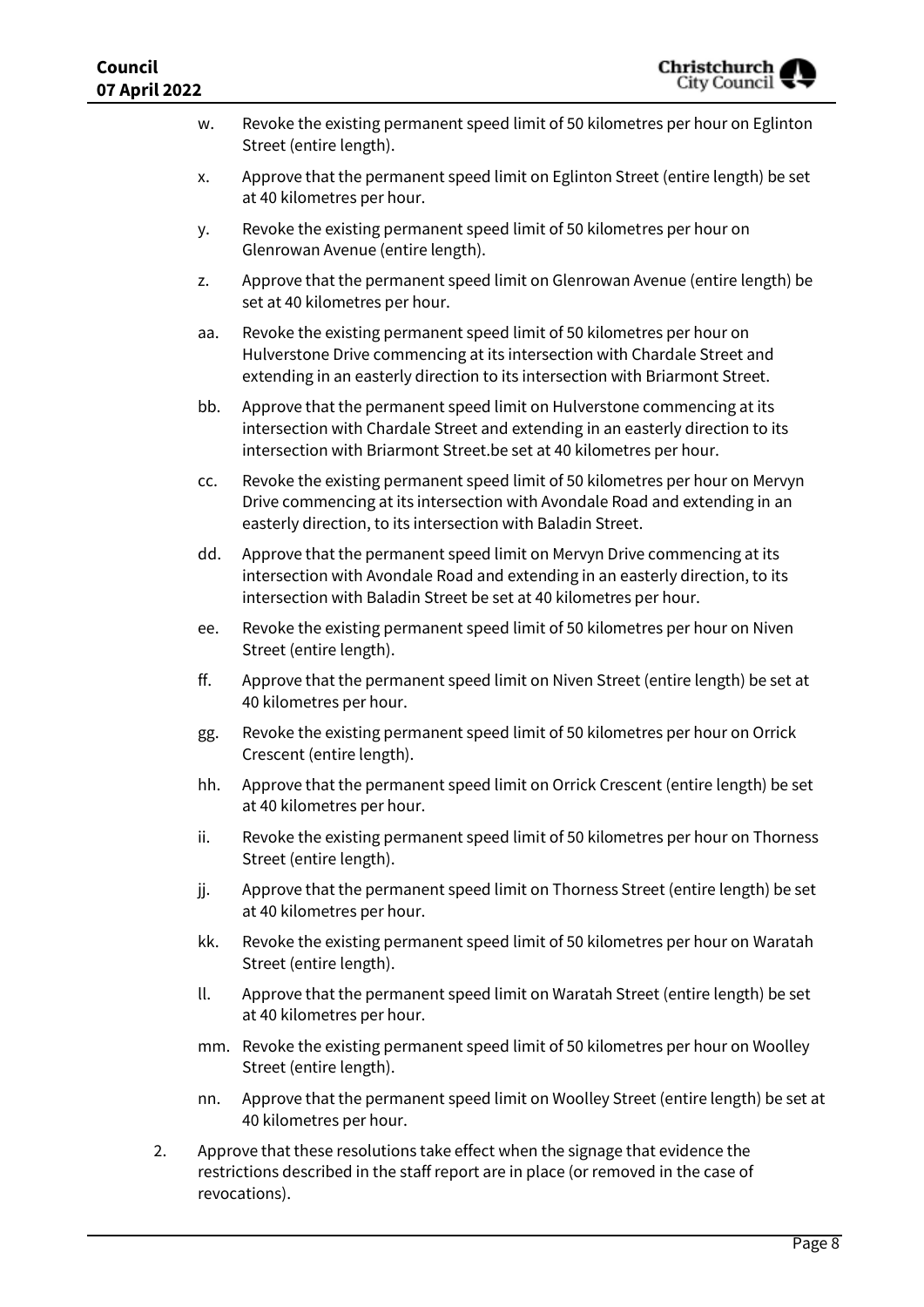w. Revoke the existing permanent speed limit of 50 kilometres per hour on Eglinton Street (entire length).

x. Approve that the permanent speed limit on Eglinton Street (entire length) be set at 40 kilometres per hour.

y. Revoke the existing permanent speed limit of 50 kilometres per hour on Glenrowan Avenue (entire length).

z. Approve that the permanent speed limit on Glenrowan Avenue (entire length) be set at 40 kilometres per hour.

aa. Revoke the existing permanent speed limit of 50 kilometres per hour on Hulverstone Drive commencing at its intersection with Chardale Street and extending in an easterly direction to its intersection with Briarmont Street.

bb. Approve that the permanent speed limit on Hulverstone commencing at its intersection with Chardale Street and extending in an easterly direction to its intersection with Briarmont Street.be set at 40 kilometres per hour.

cc. Revoke the existing permanent speed limit of 50 kilometres per hour on Mervyn Drive commencing at its intersection with Avondale Road and extending in an easterly direction, to its intersection with Baladin Street.

dd. Approve that the permanent speed limit on Mervyn Drive commencing at its intersection with Avondale Road and extending in an easterly direction, to its intersection with Baladin Street be set at 40 kilometres per hour.

ee. Revoke the existing permanent speed limit of 50 kilometres per hour on Niven Street (entire length).

ff. Approve that the permanent speed limit on Niven Street (entire length) be set at 40 kilometres per hour.

gg. Revoke the existing permanent speed limit of 50 kilometres per hour on Orrick Crescent (entire length).

hh. Approve that the permanent speed limit on Orrick Crescent (entire length) be set at 40 kilometres per hour.

ii. Revoke the existing permanent speed limit of 50 kilometres per hour on Thorness Street (entire length).

jj. Approve that the permanent speed limit on Thorness Street (entire length) be set at 40 kilometres per hour.

kk. Revoke the existing permanent speed limit of 50 kilometres per hour on Waratah Street (entire length).

ll. Approve that the permanent speed limit on Waratah Street (entire length) be set at 40 kilometres per hour.

mm. Revoke the existing permanent speed limit of 50 kilometres per hour on Woolley Street (entire length).

nn. Approve that the permanent speed limit on Woolley Street (entire length) be set at 40 kilometres per hour.

2. Approve that these resolutions take effect when the signage that evidence the restrictions described in the staff report are in place (or removed in the case of revocations).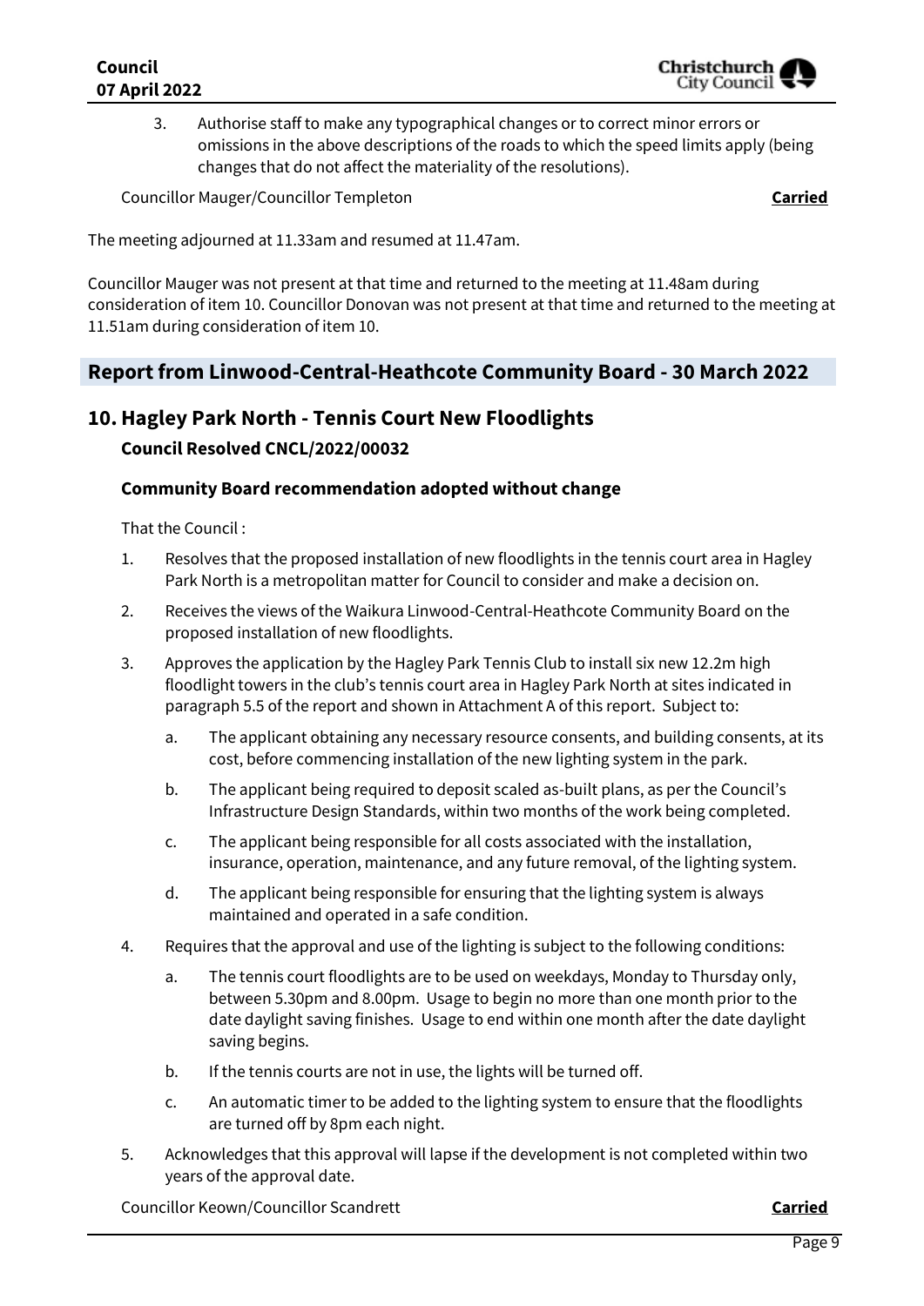3. Authorise staff to make any typographical changes or to correct minor errors or omissions in the above descriptions of the roads to which the speed limits apply (being changes that do not affect the materiality of the resolutions).

Councillor Mauger/Councillor Templeton **Carried**

The meeting adjourned at 11.33am and resumed at 11.47am.

Councillor Mauger was not present at that time and returned to the meeting at 11.48am during consideration of item 10. Councillor Donovan was not present at that time and returned to the meeting at 11.51am during consideration of item 10.

## Report from Linwood-Central-Heathcote Community Board - 30 March 2022

## 10. Hagley Park North - Tennis Court New Floodlights

### Council Resolved CNCL/2022/00032

### Community Board recommendation adopted without change

That the Council :

1. Resolves that the proposed installation of new floodlights in the tennis court area in Hagley Park North is a metropolitan matter for Council to consider and make a decision on.
2. Receives the views of the Waikura Linwood-Central-Heathcote Community Board on the proposed installation of new floodlights.
3. Approves the application by the Hagley Park Tennis Club to install six new 12.2m high floodlight towers in the club's tennis court area in Hagley Park North at sites indicated in paragraph 5.5 of the report and shown in Attachment A of this report. Subject to:
    a. The applicant obtaining any necessary resource consents, and building consents, at its cost, before commencing installation of the new lighting system in the park.
    b. The applicant being required to deposit scaled as-built plans, as per the Council's Infrastructure Design Standards, within two months of the work being completed.
    c. The applicant being responsible for all costs associated with the installation, insurance, operation, maintenance, and any future removal, of the lighting system.
    d. The applicant being responsible for ensuring that the lighting system is always maintained and operated in a safe condition.
4. Requires that the approval and use of the lighting is subject to the following conditions:
    a. The tennis court floodlights are to be used on weekdays, Monday to Thursday only, between 5.30pm and 8.00pm. Usage to begin no more than one month prior to the date daylight saving finishes. Usage to end within one month after the date daylight saving begins.
    b. If the tennis courts are not in use, the lights will be turned off.
    c. An automatic timer to be added to the lighting system to ensure that the floodlights are turned off by 8pm each night.
5. Acknowledges that this approval will lapse if the development is not completed within two years of the approval date.

Councillor Keown/Councillor Scandrett **Carried**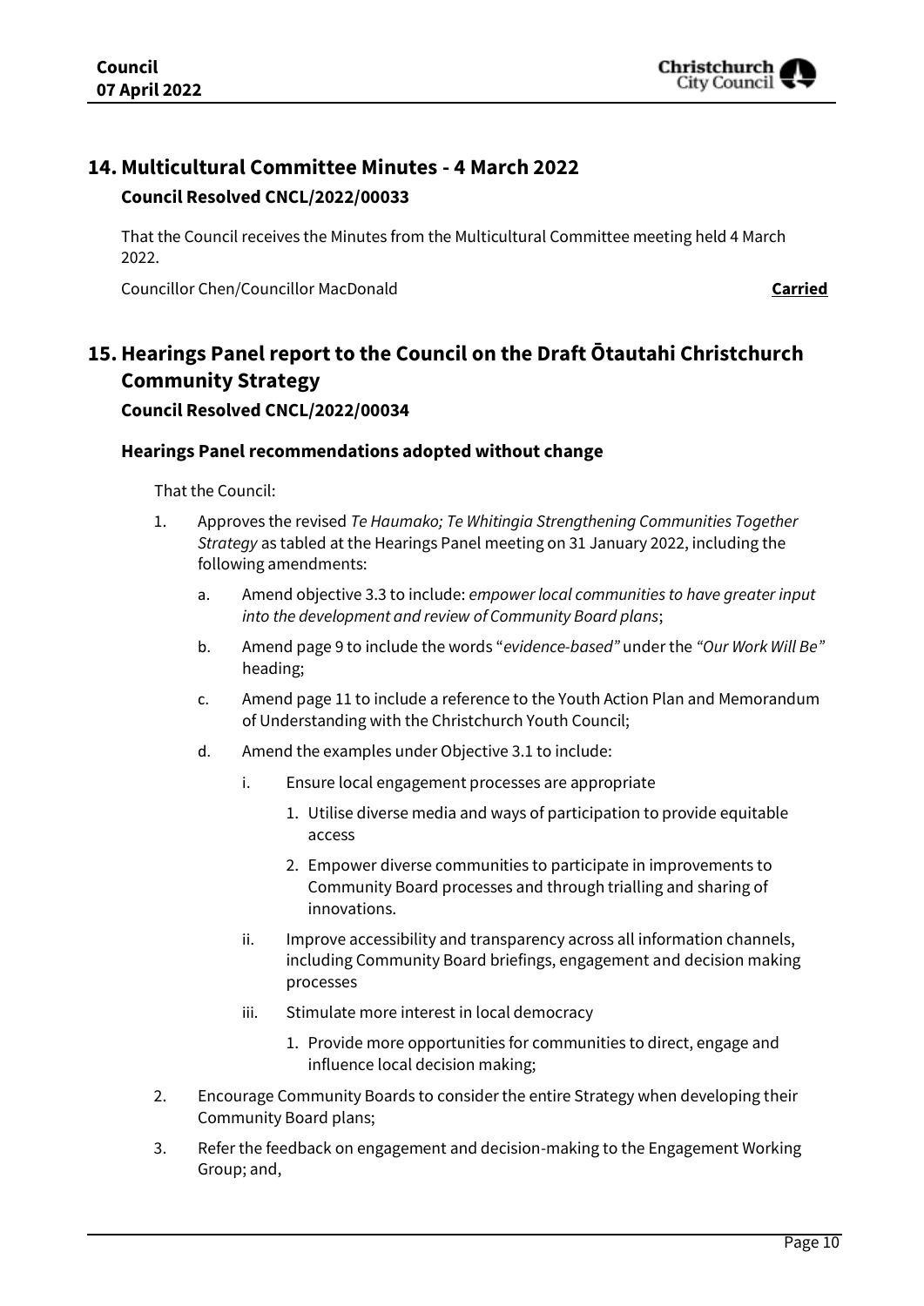## 14. Multicultural Committee Minutes - 4 March 2022

### Council Resolved CNCL/2022/00033

That the Council receives the Minutes from the Multicultural Committee meeting held 4 March 2022.

Councillor Chen/Councillor MacDonald **Carried**

## 15. Hearings Panel report to the Council on the Draft Ōtautahi Christchurch Community Strategy

### Council Resolved CNCL/2022/00034

#### Hearings Panel recommendations adopted without change

That the Council:

1. Approves the revised *Te Haumako; Te Whitingia Strengthening Communities Together Strategy* as tabled at the Hearings Panel meeting on 31 January 2022, including the following amendments:
    a. Amend objective 3.3 to include: *empower local communities to have greater input into the development and review of Community Board plans*;
    b. Amend page 9 to include the words "*evidence-based"* under the *"Our Work Will Be"* heading;
    c. Amend page 11 to include a reference to the Youth Action Plan and Memorandum of Understanding with the Christchurch Youth Council;
    d. Amend the examples under Objective 3.1 to include:
        i. Ensure local engagement processes are appropriate
            1. Utilise diverse media and ways of participation to provide equitable access
            2. Empower diverse communities to participate in improvements to Community Board processes and through trialling and sharing of innovations.
        ii. Improve accessibility and transparency across all information channels, including Community Board briefings, engagement and decision making processes
        iii. Stimulate more interest in local democracy
            1. Provide more opportunities for communities to direct, engage and influence local decision making;
2. Encourage Community Boards to consider the entire Strategy when developing their Community Board plans;
3. Refer the feedback on engagement and decision-making to the Engagement Working Group; and,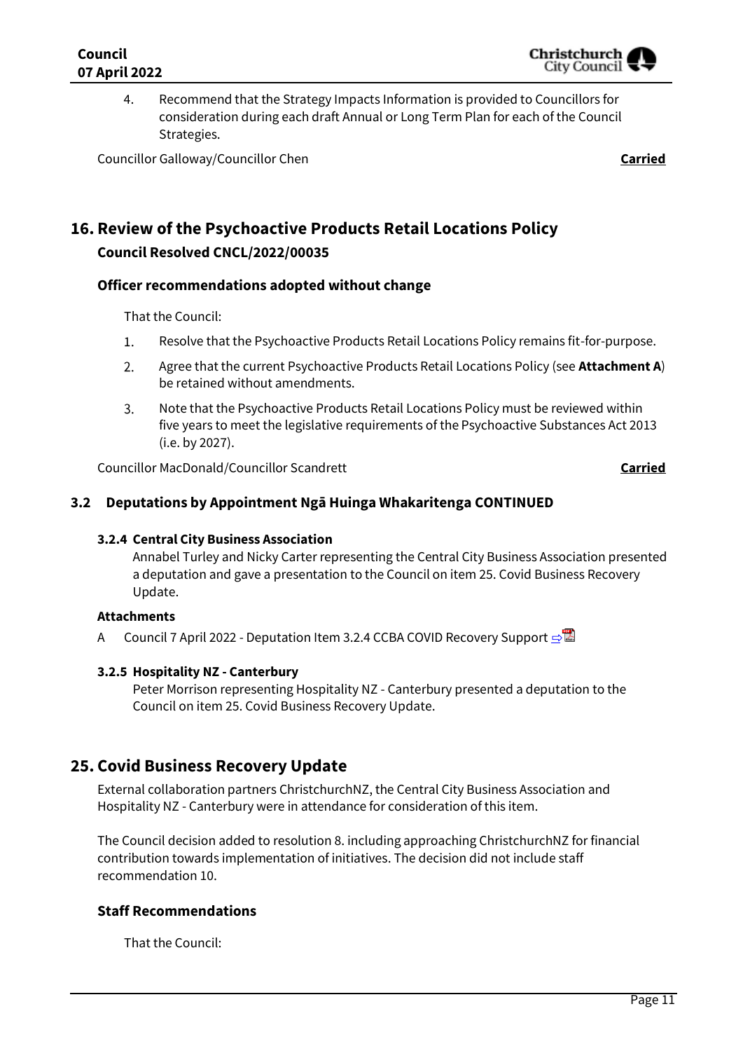4. Recommend that the Strategy Impacts Information is provided to Councillors for consideration during each draft Annual or Long Term Plan for each of the Council Strategies.

Councillor Galloway/Councillor Chen **Carried**

## 16. Review of the Psychoactive Products Retail Locations Policy

### Council Resolved CNCL/2022/00035

### Officer recommendations adopted without change

That the Council:

1. Resolve that the Psychoactive Products Retail Locations Policy remains fit-for-purpose.
2. Agree that the current Psychoactive Products Retail Locations Policy (see **Attachment A**) be retained without amendments.
3. Note that the Psychoactive Products Retail Locations Policy must be reviewed within five years to meet the legislative requirements of the Psychoactive Substances Act 2013 (i.e. by 2027).

Councillor MacDonald/Councillor Scandrett **Carried**

### 3.2 Deputations by Appointment Ngā Huinga Whakaritenga CONTINUED

#### 3.2.4 Central City Business Association

Annabel Turley and Nicky Carter representing the Central City Business Association presented a deputation and gave a presentation to the Council on item 25. Covid Business Recovery Update.

**Attachments**

A Council 7 April 2022 - Deputation Item 3.2.4 CCBA COVID Recovery Support

#### 3.2.5 Hospitality NZ - Canterbury

Peter Morrison representing Hospitality NZ - Canterbury presented a deputation to the Council on item 25. Covid Business Recovery Update.

## 25. Covid Business Recovery Update

External collaboration partners ChristchurchNZ, the Central City Business Association and Hospitality NZ - Canterbury were in attendance for consideration of this item.

The Council decision added to resolution 8. including approaching ChristchurchNZ for financial contribution towards implementation of initiatives. The decision did not include staff recommendation 10.

### Staff Recommendations

That the Council: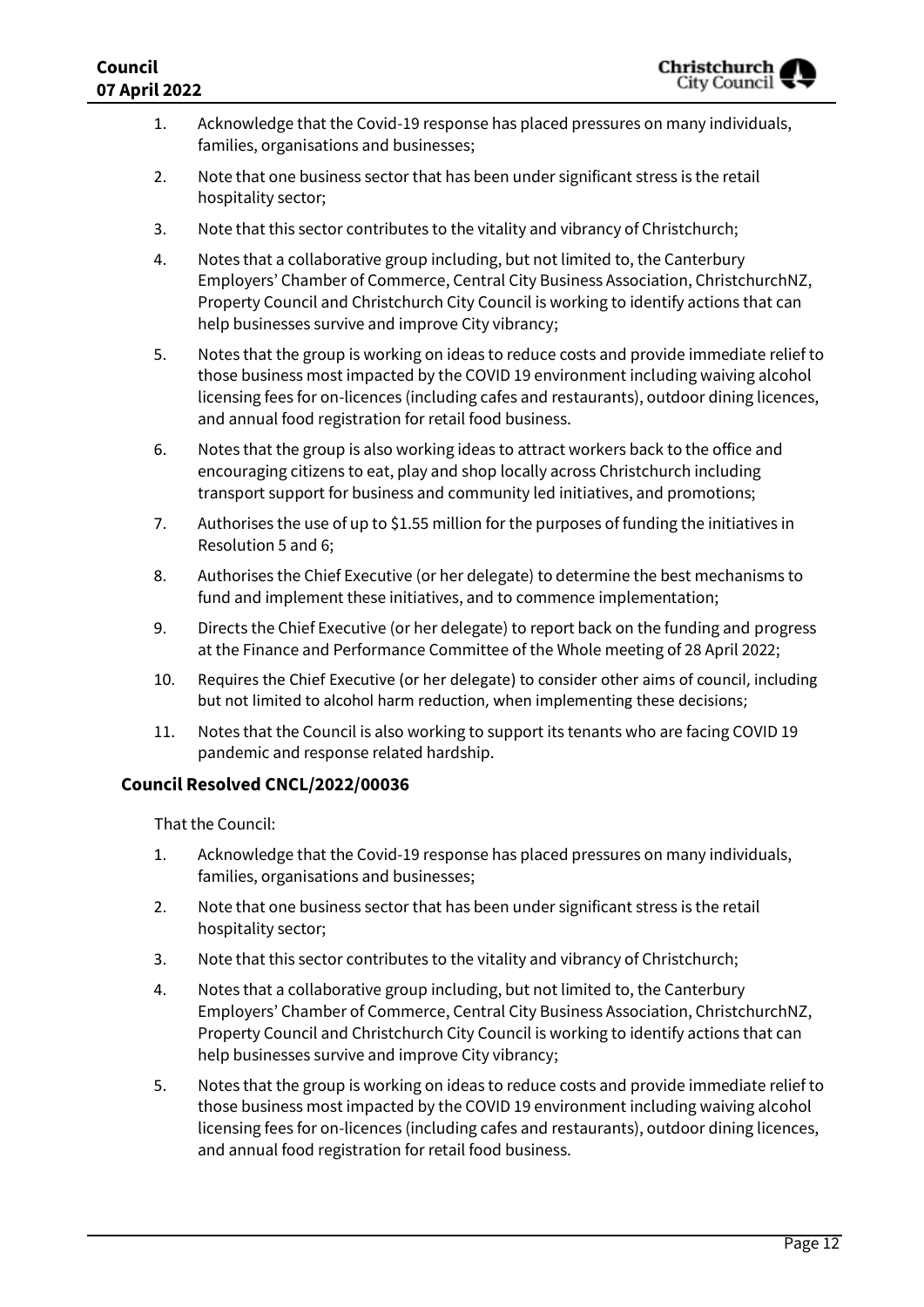1. Acknowledge that the Covid-19 response has placed pressures on many individuals, families, organisations and businesses;
2. Note that one business sector that has been under significant stress is the retail hospitality sector;
3. Note that this sector contributes to the vitality and vibrancy of Christchurch;
4. Notes that a collaborative group including, but not limited to, the Canterbury Employers' Chamber of Commerce, Central City Business Association, ChristchurchNZ, Property Council and Christchurch City Council is working to identify actions that can help businesses survive and improve City vibrancy;
5. Notes that the group is working on ideas to reduce costs and provide immediate relief to those business most impacted by the COVID 19 environment including waiving alcohol licensing fees for on-licences (including cafes and restaurants), outdoor dining licences, and annual food registration for retail food business.
6. Notes that the group is also working ideas to attract workers back to the office and encouraging citizens to eat, play and shop locally across Christchurch including transport support for business and community led initiatives, and promotions;
7. Authorises the use of up to $1.55 million for the purposes of funding the initiatives in Resolution 5 and 6;
8. Authorises the Chief Executive (or her delegate) to determine the best mechanisms to fund and implement these initiatives, and to commence implementation;
9. Directs the Chief Executive (or her delegate) to report back on the funding and progress at the Finance and Performance Committee of the Whole meeting of 28 April 2022;
10. Requires the Chief Executive (or her delegate) to consider other aims of council, including but not limited to alcohol harm reduction, when implementing these decisions;
11. Notes that the Council is also working to support its tenants who are facing COVID 19 pandemic and response related hardship.

### Council Resolved CNCL/2022/00036

That the Council:

1. Acknowledge that the Covid-19 response has placed pressures on many individuals, families, organisations and businesses;
2. Note that one business sector that has been under significant stress is the retail hospitality sector;
3. Note that this sector contributes to the vitality and vibrancy of Christchurch;
4. Notes that a collaborative group including, but not limited to, the Canterbury Employers' Chamber of Commerce, Central City Business Association, ChristchurchNZ, Property Council and Christchurch City Council is working to identify actions that can help businesses survive and improve City vibrancy;
5. Notes that the group is working on ideas to reduce costs and provide immediate relief to those business most impacted by the COVID 19 environment including waiving alcohol licensing fees for on-licences (including cafes and restaurants), outdoor dining licences, and annual food registration for retail food business.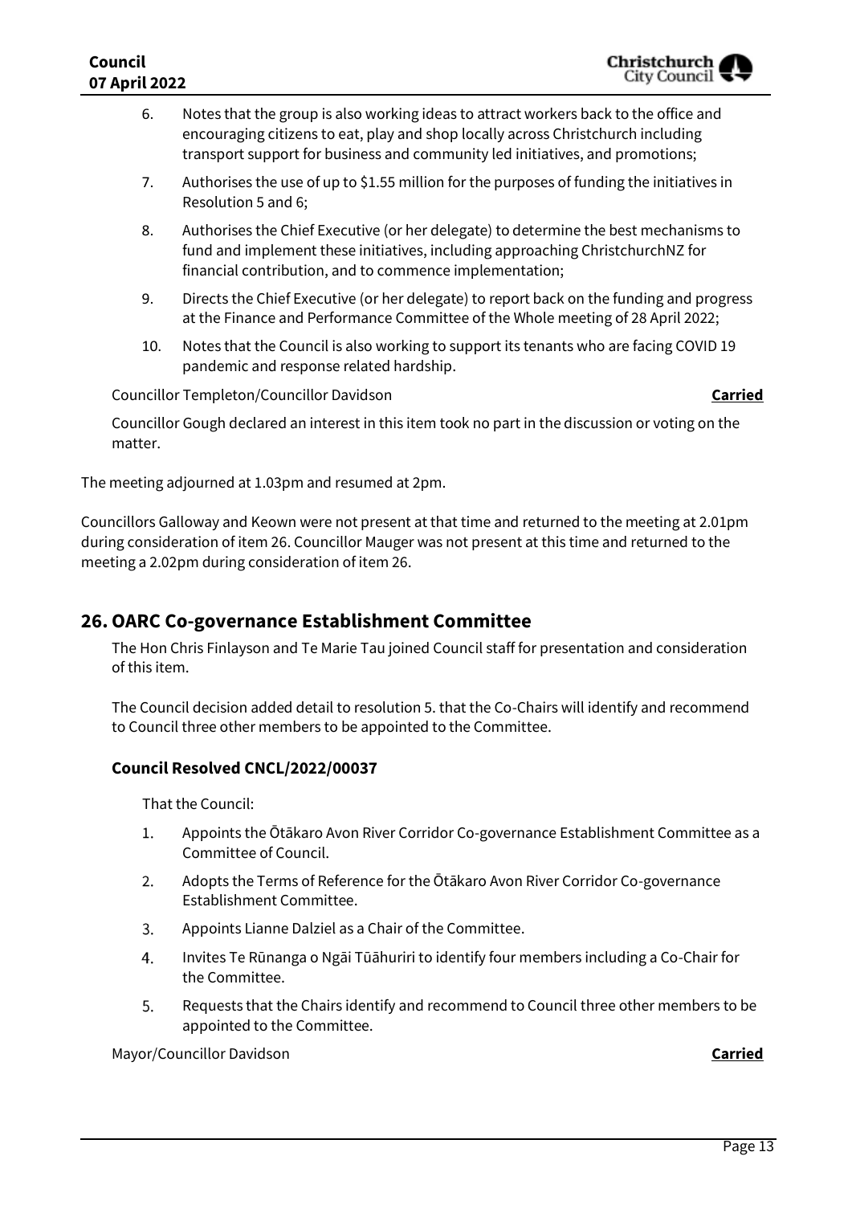6. Notes that the group is also working ideas to attract workers back to the office and encouraging citizens to eat, play and shop locally across Christchurch including transport support for business and community led initiatives, and promotions;
7. Authorises the use of up to $1.55 million for the purposes of funding the initiatives in Resolution 5 and 6;
8. Authorises the Chief Executive (or her delegate) to determine the best mechanisms to fund and implement these initiatives, including approaching ChristchurchNZ for financial contribution, and to commence implementation;
9. Directs the Chief Executive (or her delegate) to report back on the funding and progress at the Finance and Performance Committee of the Whole meeting of 28 April 2022;
10. Notes that the Council is also working to support its tenants who are facing COVID 19 pandemic and response related hardship.

Councillor Templeton/Councillor Davidson **Carried**

Councillor Gough declared an interest in this item took no part in the discussion or voting on the matter.

The meeting adjourned at 1.03pm and resumed at 2pm.

Councillors Galloway and Keown were not present at that time and returned to the meeting at 2.01pm during consideration of item 26. Councillor Mauger was not present at this time and returned to the meeting a 2.02pm during consideration of item 26.

## 26. OARC Co-governance Establishment Committee

The Hon Chris Finlayson and Te Marie Tau joined Council staff for presentation and consideration of this item.

The Council decision added detail to resolution 5. that the Co-Chairs will identify and recommend to Council three other members to be appointed to the Committee.

### Council Resolved CNCL/2022/00037

That the Council:

1. Appoints the Ōtākaro Avon River Corridor Co-governance Establishment Committee as a Committee of Council.
2. Adopts the Terms of Reference for the Ōtākaro Avon River Corridor Co-governance Establishment Committee.
3. Appoints Lianne Dalziel as a Chair of the Committee.
4. Invites Te Rūnanga o Ngāi Tūāhuriri to identify four members including a Co-Chair for the Committee.
5. Requests that the Chairs identify and recommend to Council three other members to be appointed to the Committee.

Mayor/Councillor Davidson **Carried**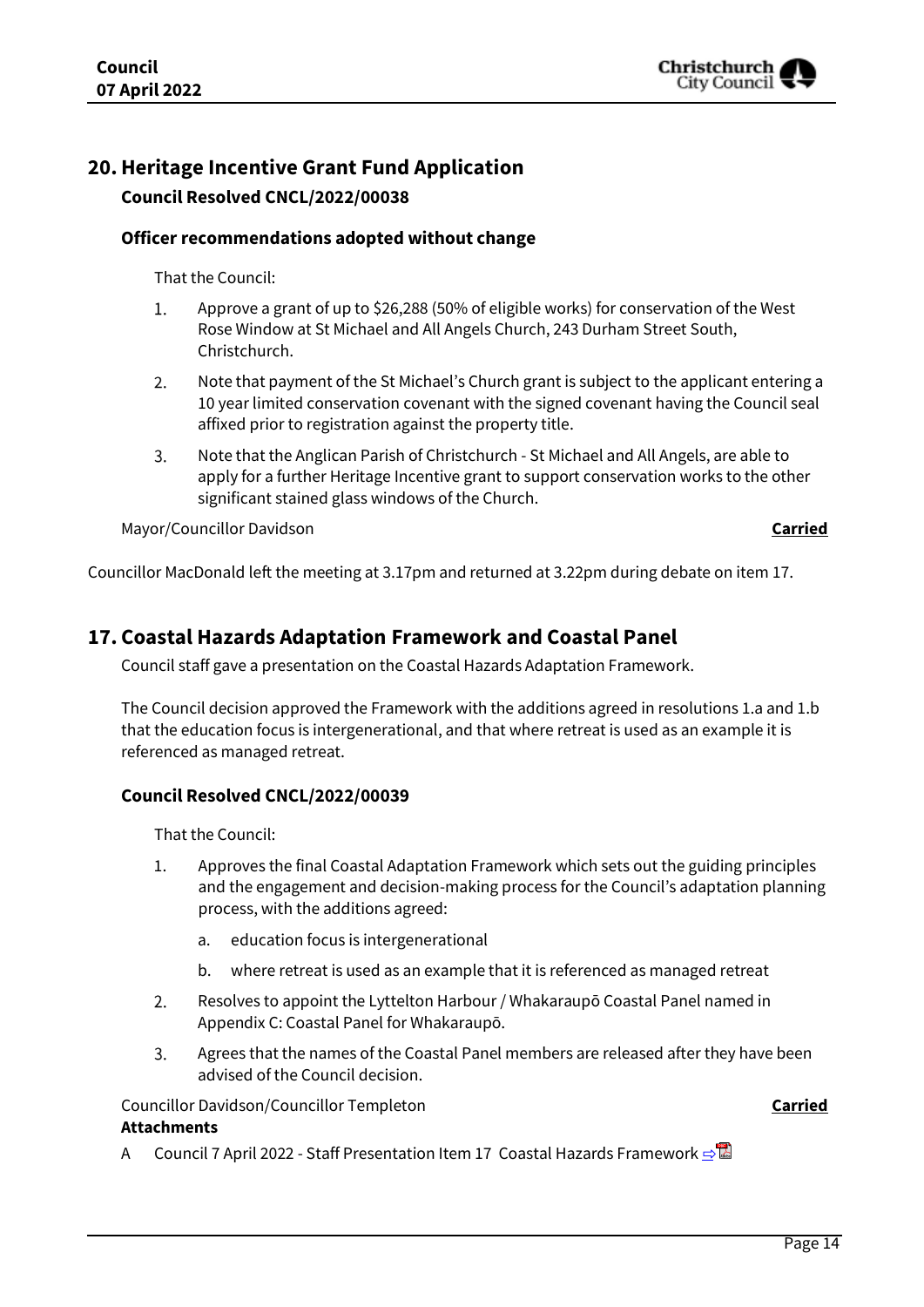## 20. Heritage Incentive Grant Fund Application

### Council Resolved CNCL/2022/00038

#### Officer recommendations adopted without change

That the Council:

1. Approve a grant of up to $26,288 (50% of eligible works) for conservation of the West Rose Window at St Michael and All Angels Church, 243 Durham Street South, Christchurch.
2. Note that payment of the St Michael's Church grant is subject to the applicant entering a 10 year limited conservation covenant with the signed covenant having the Council seal affixed prior to registration against the property title.
3. Note that the Anglican Parish of Christchurch - St Michael and All Angels, are able to apply for a further Heritage Incentive grant to support conservation works to the other significant stained glass windows of the Church.

Mayor/Councillor Davidson **Carried**

Councillor MacDonald left the meeting at 3.17pm and returned at 3.22pm during debate on item 17.

## 17. Coastal Hazards Adaptation Framework and Coastal Panel

Council staff gave a presentation on the Coastal Hazards Adaptation Framework.

The Council decision approved the Framework with the additions agreed in resolutions 1.a and 1.b that the education focus is intergenerational, and that where retreat is used as an example it is referenced as managed retreat.

### Council Resolved CNCL/2022/00039

That the Council:

1. Approves the final Coastal Adaptation Framework which sets out the guiding principles and the engagement and decision-making process for the Council's adaptation planning process, with the additions agreed:
   a. education focus is intergenerational
   b. where retreat is used as an example that it is referenced as managed retreat
2. Resolves to appoint the Lyttelton Harbour / Whakaraupō Coastal Panel named in Appendix C: Coastal Panel for Whakaraupō.
3. Agrees that the names of the Coastal Panel members are released after they have been advised of the Council decision.

Councillor Davidson/Councillor Templeton **Carried**

**Attachments**

A Council 7 April 2022 - Staff Presentation Item 17 Coastal Hazards Framework ⇨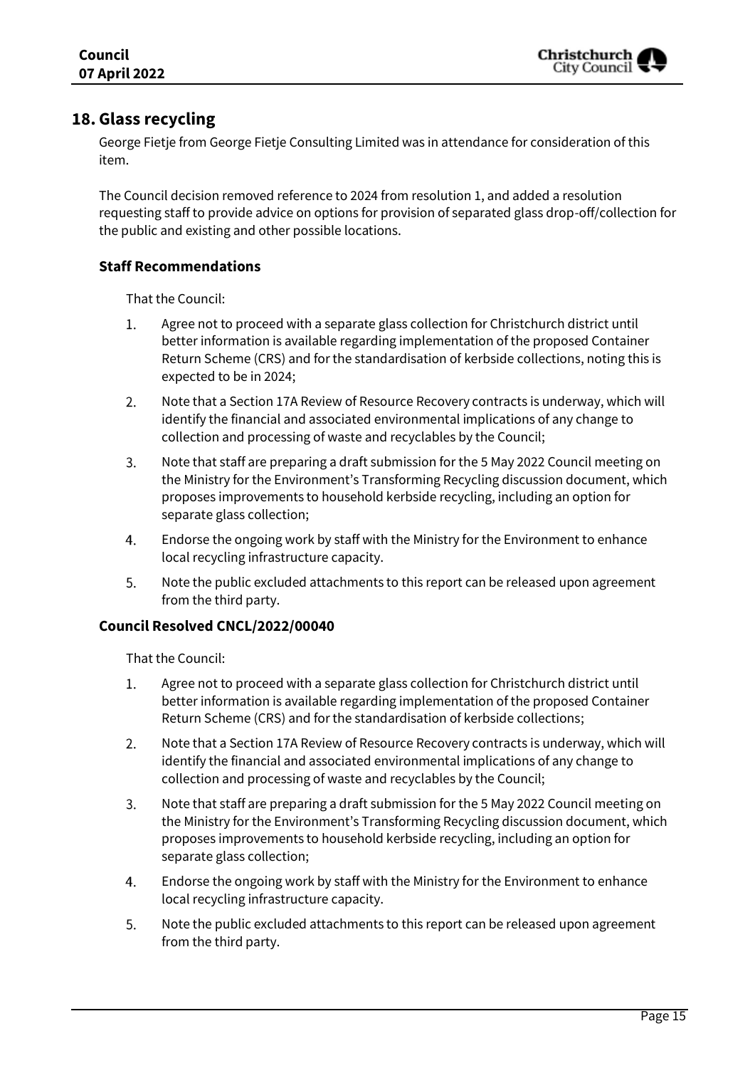## 18. Glass recycling

George Fietje from George Fietje Consulting Limited was in attendance for consideration of this item.

The Council decision removed reference to 2024 from resolution 1, and added a resolution requesting staff to provide advice on options for provision of separated glass drop-off/collection for the public and existing and other possible locations.

### Staff Recommendations

That the Council:

1. Agree not to proceed with a separate glass collection for Christchurch district until better information is available regarding implementation of the proposed Container Return Scheme (CRS) and for the standardisation of kerbside collections, noting this is expected to be in 2024;
2. Note that a Section 17A Review of Resource Recovery contracts is underway, which will identify the financial and associated environmental implications of any change to collection and processing of waste and recyclables by the Council;
3. Note that staff are preparing a draft submission for the 5 May 2022 Council meeting on the Ministry for the Environment's Transforming Recycling discussion document, which proposes improvements to household kerbside recycling, including an option for separate glass collection;
4. Endorse the ongoing work by staff with the Ministry for the Environment to enhance local recycling infrastructure capacity.
5. Note the public excluded attachments to this report can be released upon agreement from the third party.

### Council Resolved CNCL/2022/00040

That the Council:

1. Agree not to proceed with a separate glass collection for Christchurch district until better information is available regarding implementation of the proposed Container Return Scheme (CRS) and for the standardisation of kerbside collections;
2. Note that a Section 17A Review of Resource Recovery contracts is underway, which will identify the financial and associated environmental implications of any change to collection and processing of waste and recyclables by the Council;
3. Note that staff are preparing a draft submission for the 5 May 2022 Council meeting on the Ministry for the Environment's Transforming Recycling discussion document, which proposes improvements to household kerbside recycling, including an option for separate glass collection;
4. Endorse the ongoing work by staff with the Ministry for the Environment to enhance local recycling infrastructure capacity.
5. Note the public excluded attachments to this report can be released upon agreement from the third party.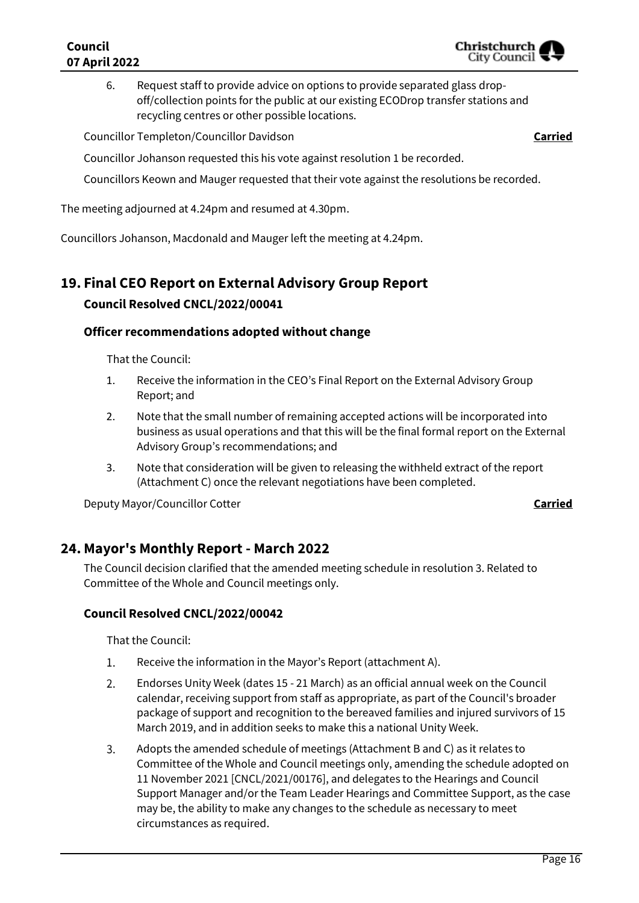6. Request staff to provide advice on options to provide separated glass drop-off/collection points for the public at our existing ECODrop transfer stations and recycling centres or other possible locations.

Councillor Templeton/Councillor Davidson **Carried**

Councillor Johanson requested this his vote against resolution 1 be recorded.

Councillors Keown and Mauger requested that their vote against the resolutions be recorded.

The meeting adjourned at 4.24pm and resumed at 4.30pm.

Councillors Johanson, Macdonald and Mauger left the meeting at 4.24pm.

## 19. Final CEO Report on External Advisory Group Report

### Council Resolved CNCL/2022/00041

### Officer recommendations adopted without change

That the Council:

1. Receive the information in the CEO's Final Report on the External Advisory Group Report; and
2. Note that the small number of remaining accepted actions will be incorporated into business as usual operations and that this will be the final formal report on the External Advisory Group's recommendations; and
3. Note that consideration will be given to releasing the withheld extract of the report (Attachment C) once the relevant negotiations have been completed.

Deputy Mayor/Councillor Cotter **Carried**

## 24. Mayor's Monthly Report - March 2022

The Council decision clarified that the amended meeting schedule in resolution 3. Related to Committee of the Whole and Council meetings only.

### Council Resolved CNCL/2022/00042

That the Council:

1. Receive the information in the Mayor's Report (attachment A).
2. Endorses Unity Week (dates 15 - 21 March) as an official annual week on the Council calendar, receiving support from staff as appropriate, as part of the Council's broader package of support and recognition to the bereaved families and injured survivors of 15 March 2019, and in addition seeks to make this a national Unity Week.
3. Adopts the amended schedule of meetings (Attachment B and C) as it relates to Committee of the Whole and Council meetings only, amending the schedule adopted on 11 November 2021 [CNCL/2021/00176], and delegates to the Hearings and Council Support Manager and/or the Team Leader Hearings and Committee Support, as the case may be, the ability to make any changes to the schedule as necessary to meet circumstances as required.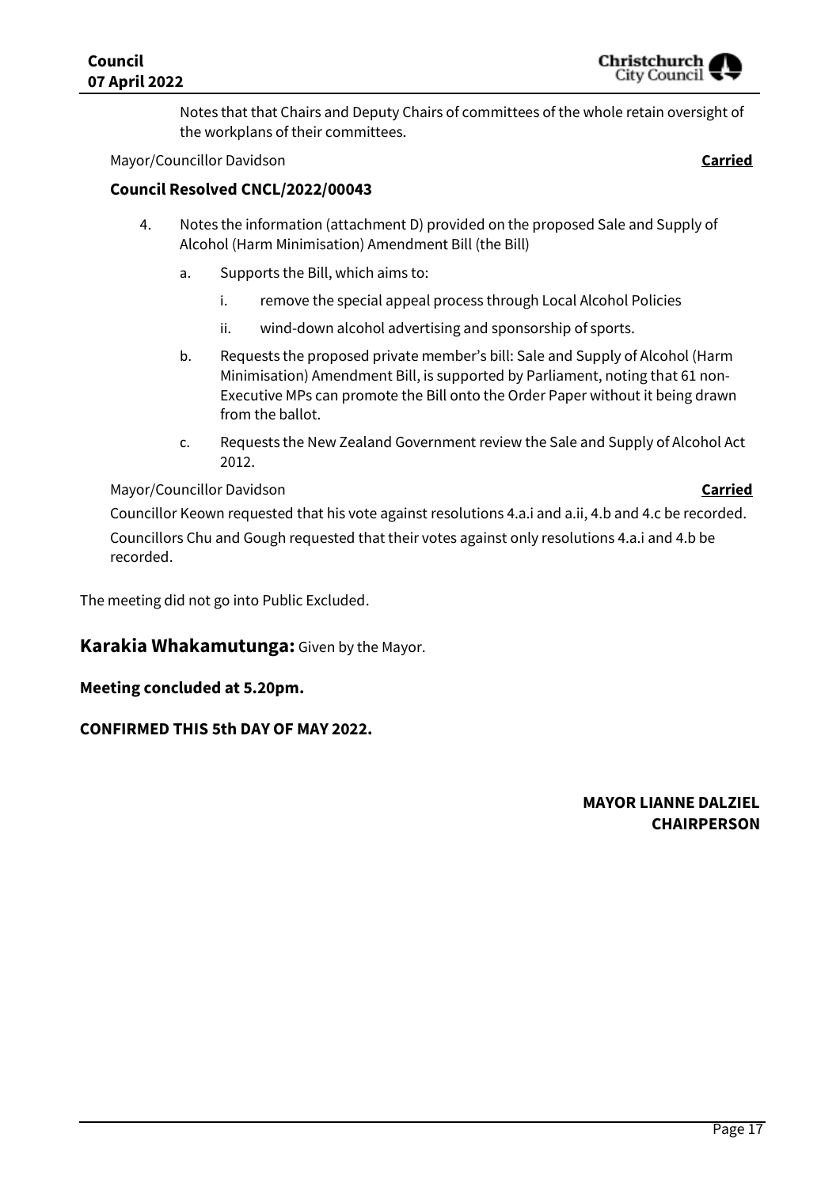Notes that that Chairs and Deputy Chairs of committees of the whole retain oversight of the workplans of their committees.

Mayor/Councillor Davidson **Carried**

### Council Resolved CNCL/2022/00043

4. Notes the information (attachment D) provided on the proposed Sale and Supply of Alcohol (Harm Minimisation) Amendment Bill (the Bill)

   a. Supports the Bill, which aims to:

      i. remove the special appeal process through Local Alcohol Policies

      ii. wind-down alcohol advertising and sponsorship of sports.

   b. Requests the proposed private member's bill: Sale and Supply of Alcohol (Harm Minimisation) Amendment Bill, is supported by Parliament, noting that 61 non-Executive MPs can promote the Bill onto the Order Paper without it being drawn from the ballot.

   c. Requests the New Zealand Government review the Sale and Supply of Alcohol Act 2012.

Mayor/Councillor Davidson **Carried**

Councillor Keown requested that his vote against resolutions 4.a.i and a.ii, 4.b and 4.c be recorded.

Councillors Chu and Gough requested that their votes against only resolutions 4.a.i and 4.b be recorded.

The meeting did not go into Public Excluded.

## Karakia Whakamutunga: Given by the Mayor.

**Meeting concluded at 5.20pm.**

**CONFIRMED THIS 5th DAY OF MAY 2022.**

**MAYOR LIANNE DALZIEL**
**CHAIRPERSON**